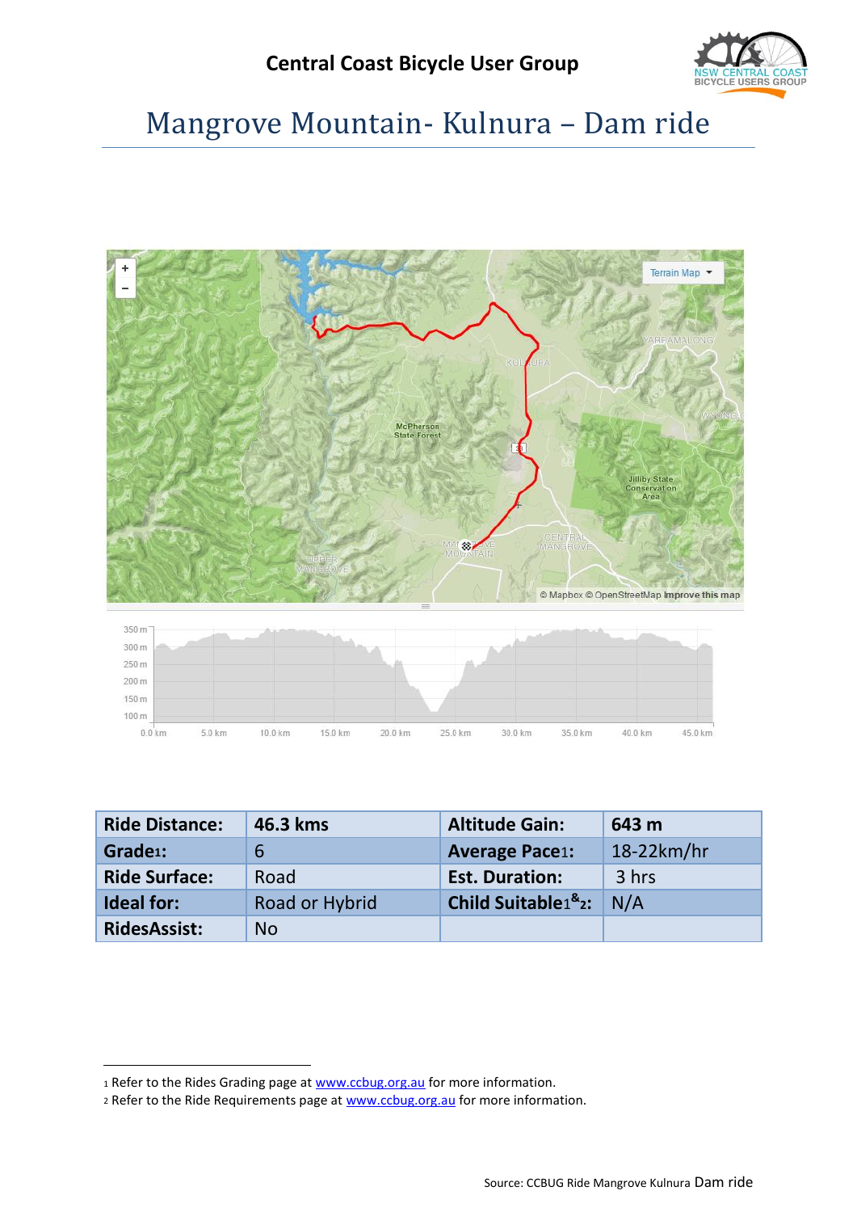Central Coast Bicycle User Group

# Mangrove Mountain- Kulnura – Dam ride

| Ride Distance: | 46.3 kms | Altitude Gain: | 643 m |
|---|---|---|---|
| Grade[1]: | 6 | Average Pace[1]: | 18-22km/hr |
| Ride Surface: | Road | Est. Duration: | 3 hrs |
| Ideal for: | Road or Hybrid | Child Suitable[1&2]: | N/A |
| RidesAssist: | No | | |

[1] Refer to the Rides Grading page at www.ccbug.org.au for more information.

[2] Refer to the Ride Requirements page at www.ccbug.org.au for more information.

Source: CCBUG Ride Mangrove Kulnura Dam ride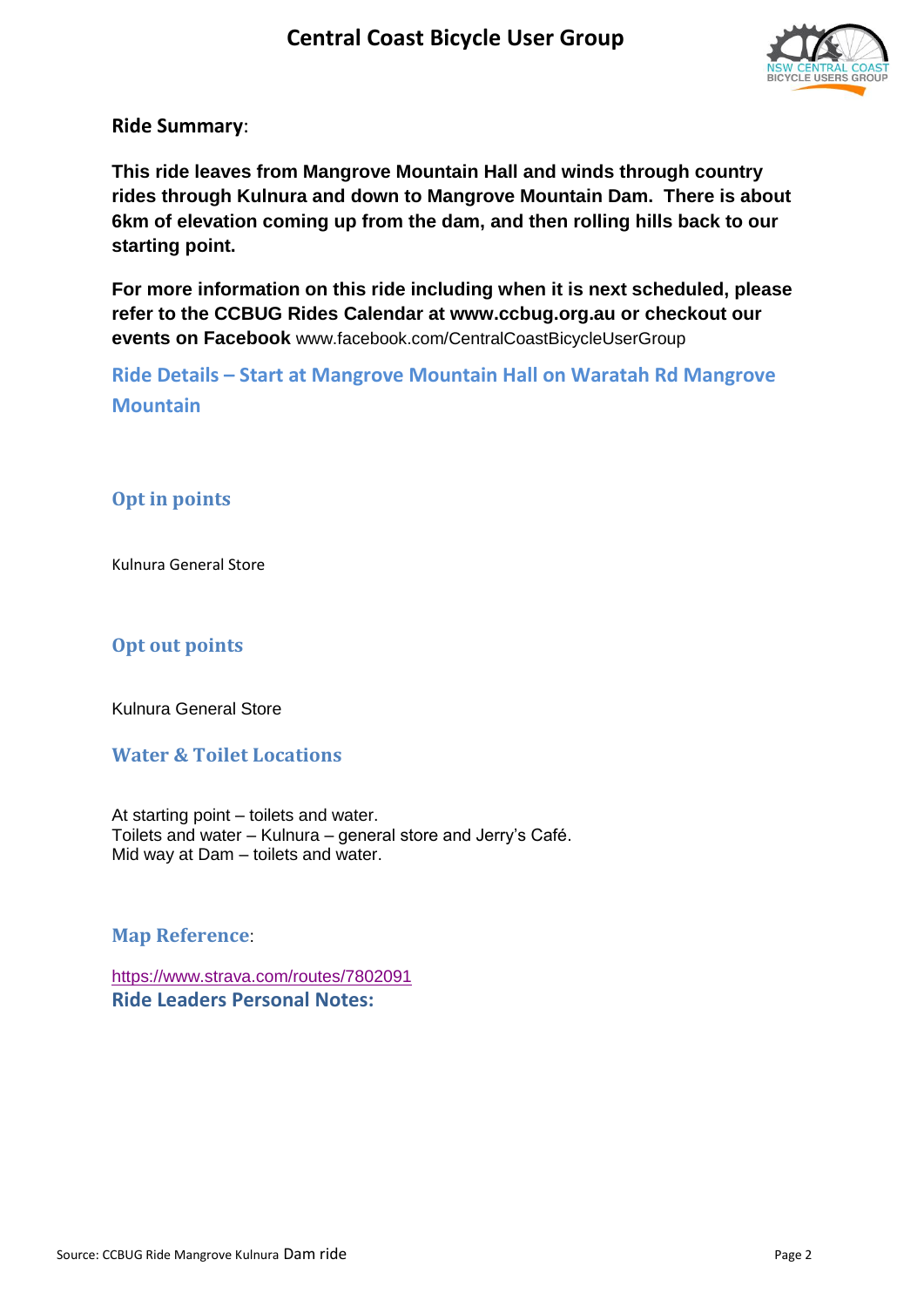**Ride Summary**:

**This ride leaves from Mangrove Mountain Hall and winds through country rides through Kulnura and down to Mangrove Mountain Dam. There is about 6km of elevation coming up from the dam, and then rolling hills back to our starting point.**

**For more information on this ride including when it is next scheduled, please refer to the CCBUG Rides Calendar at www.ccbug.org.au or checkout our events on Facebook** www.facebook.com/CentralCoastBicycleUserGroup

## Ride Details – Start at Mangrove Mountain Hall on Waratah Rd Mangrove Mountain

### Opt in points

Kulnura General Store

### Opt out points

Kulnura General Store

### Water & Toilet Locations

At starting point – toilets and water.
Toilets and water – Kulnura – general store and Jerry's Café.
Mid way at Dam – toilets and water.

### Map Reference:

https://www.strava.com/routes/7802091

**Ride Leaders Personal Notes:**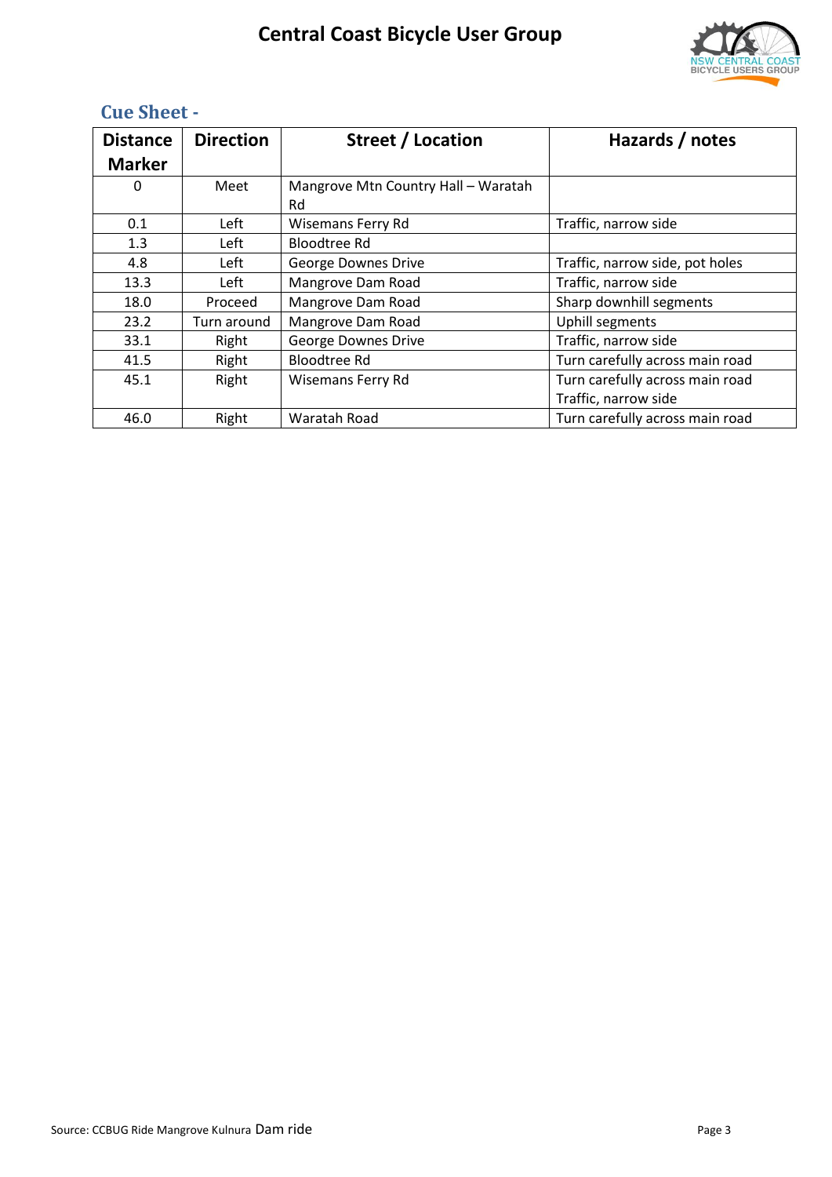# Central Coast Bicycle User Group

## Cue Sheet -

| Distance Marker | Direction | Street / Location | Hazards / notes |
|---|---|---|---|
| 0 | Meet | Mangrove Mtn Country Hall – Waratah Rd | |
| 0.1 | Left | Wisemans Ferry Rd | Traffic, narrow side |
| 1.3 | Left | Bloodtree Rd | |
| 4.8 | Left | George Downes Drive | Traffic, narrow side, pot holes |
| 13.3 | Left | Mangrove Dam Road | Traffic, narrow side |
| 18.0 | Proceed | Mangrove Dam Road | Sharp downhill segments |
| 23.2 | Turn around | Mangrove Dam Road | Uphill segments |
| 33.1 | Right | George Downes Drive | Traffic, narrow side |
| 41.5 | Right | Bloodtree Rd | Turn carefully across main road |
| 45.1 | Right | Wisemans Ferry Rd | Turn carefully across main road<br>Traffic, narrow side |
| 46.0 | Right | Waratah Road | Turn carefully across main road |

Source: CCBUG Ride Mangrove Kulnura Dam ride